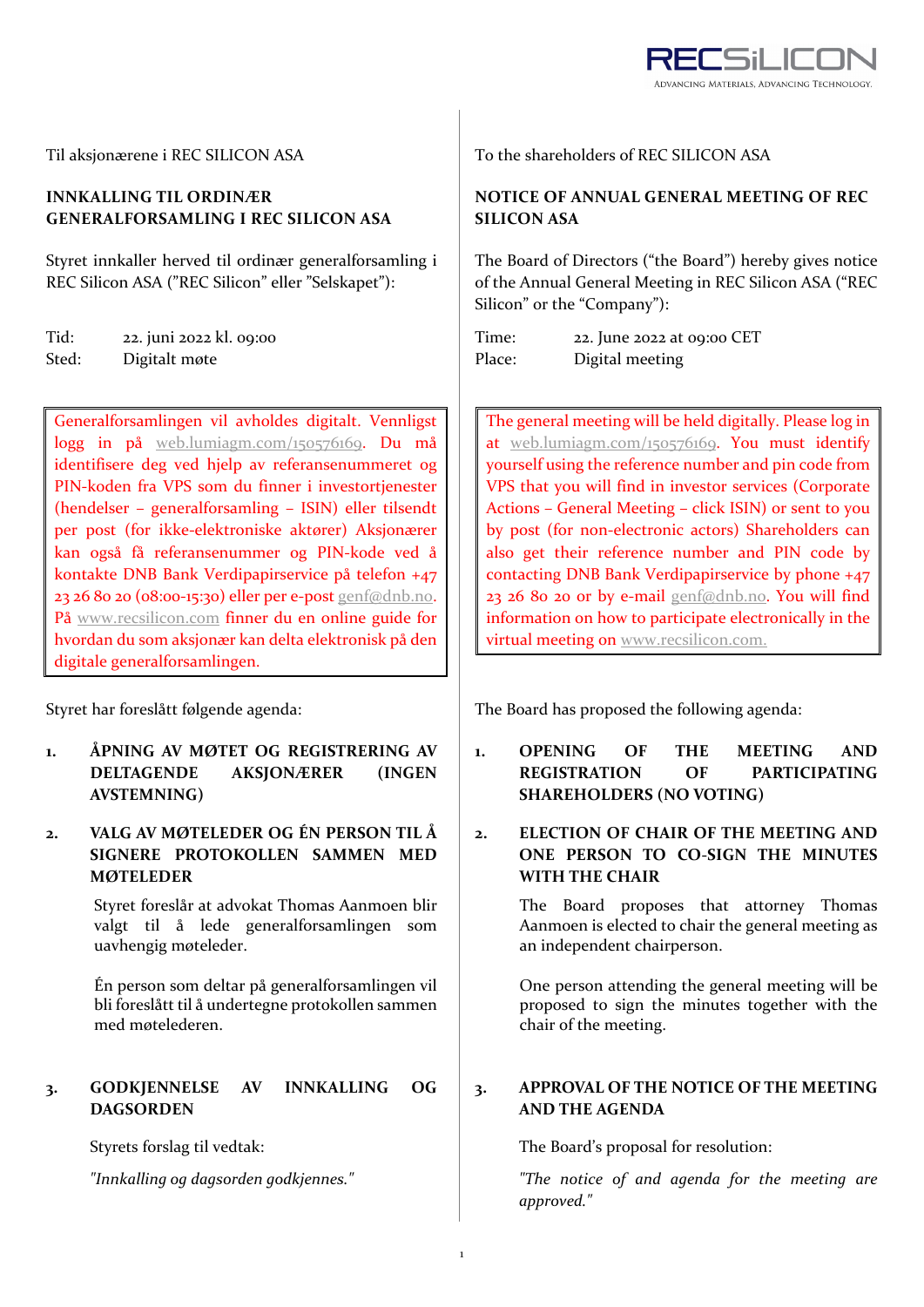Til aksjonærene i REC SILICON ASA

**INNKALLING TIL ORDINÆR GENERALFORSAMLING I REC SILICON ASA**

Styret innkaller herved til ordinær generalforsamling i REC Silicon ASA ("REC Silicon" eller "Selskapet"):

Tid: 22. juni 2022 kl. 09:00
Sted: Digitalt møte

> Generalforsamlingen vil avholdes digitalt. Vennligst logg in på web.lumiagm.com/150576169. Du må identifisere deg ved hjelp av referansenummeret og PIN-koden fra VPS som du finner i investortjenester (hendelser – generalforsamling – ISIN) eller tilsendt per post (for ikke-elektroniske aktører) Aksjonærer kan også få referansenummer og PIN-kode ved å kontakte DNB Bank Verdipapirservice på telefon +47 23 26 80 20 (08:00-15:30) eller per e-post genf@dnb.no. På www.recsilicon.com finner du en online guide for hvordan du som aksjonær kan delta elektronisk på den digitale generalforsamlingen.

Styret har foreslått følgende agenda:

1. **ÅPNING AV MØTET OG REGISTRERING AV DELTAGENDE AKSJONÆRER (INGEN AVSTEMNING)**

2. **VALG AV MØTELEDER OG ÉN PERSON TIL Å SIGNERE PROTOKOLLEN SAMMEN MED MØTELEDER**

   Styret foreslår at advokat Thomas Aanmoen blir valgt til å lede generalforsamlingen som uavhengig møteleder.

   Én person som deltar på generalforsamlingen vil bli foreslått til å undertegne protokollen sammen med møtelederen.

3. **GODKJENNELSE AV INNKALLING OG DAGSORDEN**

   Styrets forslag til vedtak:

   *"Innkalling og dagsorden godkjennes."*

---

To the shareholders of REC SILICON ASA

**NOTICE OF ANNUAL GENERAL MEETING OF REC SILICON ASA**

The Board of Directors ("the Board") hereby gives notice of the Annual General Meeting in REC Silicon ASA ("REC Silicon" or the "Company"):

Time: 22. June 2022 at 09:00 CET
Place: Digital meeting

> The general meeting will be held digitally. Please log in at web.lumiagm.com/150576169. You must identify yourself using the reference number and pin code from VPS that you will find in investor services (Corporate Actions – General Meeting – click ISIN) or sent to you by post (for non-electronic actors) Shareholders can also get their reference number and PIN code by contacting DNB Bank Verdipapirservice by phone +47 23 26 80 20 or by e-mail genf@dnb.no. You will find information on how to participate electronically in the virtual meeting on www.recsilicon.com.

The Board has proposed the following agenda:

1. **OPENING OF THE MEETING AND REGISTRATION OF PARTICIPATING SHAREHOLDERS (NO VOTING)**

2. **ELECTION OF CHAIR OF THE MEETING AND ONE PERSON TO CO-SIGN THE MINUTES WITH THE CHAIR**

   The Board proposes that attorney Thomas Aanmoen is elected to chair the general meeting as an independent chairperson.

   One person attending the general meeting will be proposed to sign the minutes together with the chair of the meeting.

3. **APPROVAL OF THE NOTICE OF THE MEETING AND THE AGENDA**

   The Board's proposal for resolution:

   *"The notice of and agenda for the meeting are approved."*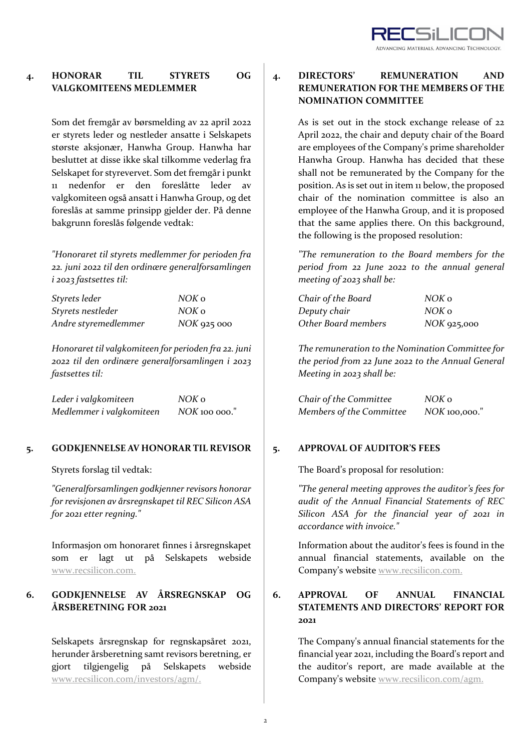## 4. HONORAR TIL STYRETS OG VALGKOMITEENS MEDLEMMER

Som det fremgår av børsmelding av 22 april 2022 er styrets leder og nestleder ansatte i Selskapets største aksjonær, Hanwha Group. Hanwha har besluttet at disse ikke skal tilkomme vederlag fra Selskapet for styrevervet. Som det fremgår i punkt 11 nedenfor er den foreslåtte leder av valgkomiteen også ansatt i Hanwha Group, og det foreslås at samme prinsipp gjelder der. På denne bakgrunn foreslås følgende vedtak:

*"Honoraret til styrets medlemmer for perioden fra 22. juni 2022 til den ordinære generalforsamlingen i 2023 fastsettes til:*

| | |
|---|---|
| *Styrets leder* | *NOK 0* |
| *Styrets nestleder* | *NOK 0* |
| *Andre styremedlemmer* | *NOK 925 000* |

*Honoraret til valgkomiteen for perioden fra 22. juni 2022 til den ordinære generalforsamlingen i 2023 fastsettes til:*

| | |
|---|---|
| *Leder i valgkomiteen* | *NOK 0* |
| *Medlemmer i valgkomiteen* | *NOK 100 000."* |

## 4. DIRECTORS' REMUNERATION AND REMUNERATION FOR THE MEMBERS OF THE NOMINATION COMMITTEE

As is set out in the stock exchange release of 22 April 2022, the chair and deputy chair of the Board are employees of the Company's prime shareholder Hanwha Group. Hanwha has decided that these shall not be remunerated by the Company for the position. As is set out in item 11 below, the proposed chair of the nomination committee is also an employee of the Hanwha Group, and it is proposed that the same applies there. On this background, the following is the proposed resolution:

*"The remuneration to the Board members for the period from 22 June 2022 to the annual general meeting of 2023 shall be:*

| | |
|---|---|
| *Chair of the Board* | *NOK 0* |
| *Deputy chair* | *NOK 0* |
| *Other Board members* | *NOK 925,000* |

*The remuneration to the Nomination Committee for the period from 22 June 2022 to the Annual General Meeting in 2023 shall be:*

| | |
|---|---|
| *Chair of the Committee* | *NOK 0* |
| *Members of the Committee* | *NOK 100,000."* |

## 5. GODKJENNELSE AV HONORAR TIL REVISOR

Styrets forslag til vedtak:

*"Generalforsamlingen godkjenner revisors honorar for revisjonen av årsregnskapet til REC Silicon ASA for 2021 etter regning."*

Informasjon om honoraret finnes i årsregnskapet som er lagt ut på Selskapets webside www.recsilicon.com.

## 5. APPROVAL OF AUDITOR'S FEES

The Board's proposal for resolution:

*"The general meeting approves the auditor's fees for audit of the Annual Financial Statements of REC Silicon ASA for the financial year of 2021 in accordance with invoice."*

Information about the auditor's fees is found in the annual financial statements, available on the Company's website www.recsilicon.com.

## 6. GODKJENNELSE AV ÅRSREGNSKAP OG ÅRSBERETNING FOR 2021

Selskapets årsregnskap for regnskapsåret 2021, herunder årsberetning samt revisors beretning, er gjort tilgjengelig på Selskapets webside www.recsilicon.com/investors/agm/.

## 6. APPROVAL OF ANNUAL FINANCIAL STATEMENTS AND DIRECTORS' REPORT FOR 2021

The Company's annual financial statements for the financial year 2021, including the Board's report and the auditor's report, are made available at the Company's website www.recsilicon.com/agm.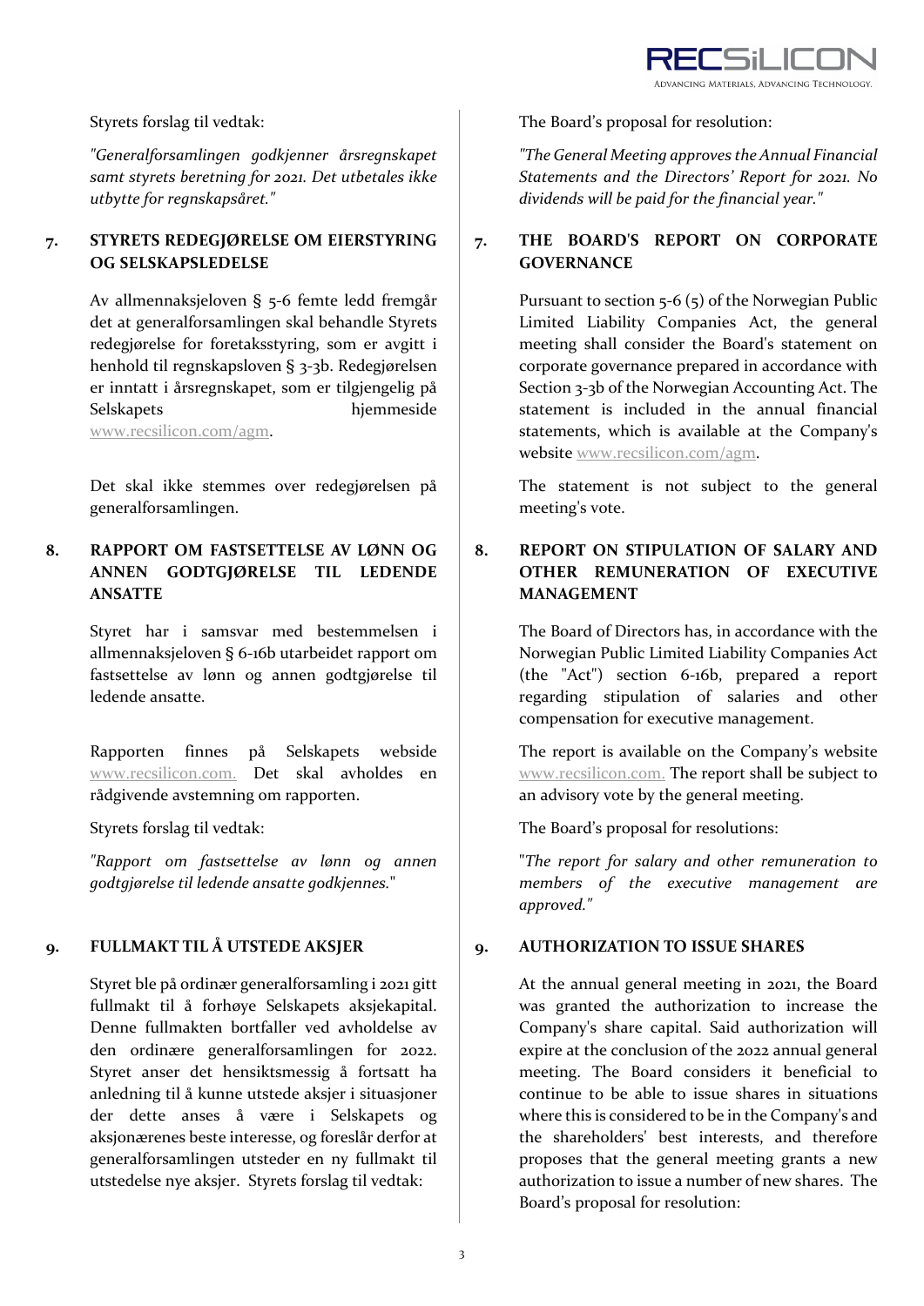Styrets forslag til vedtak:

*"Generalforsamlingen godkjenner årsregnskapet samt styrets beretning for 2021. Det utbetales ikke utbytte for regnskapsåret."*

## 7. STYRETS REDEGJØRELSE OM EIERSTYRING OG SELSKAPSLEDELSE

Av allmennaksjeloven § 5-6 femte ledd fremgår det at generalforsamlingen skal behandle Styrets redegjørelse for foretaksstyring, som er avgitt i henhold til regnskapsloven § 3-3b. Redegjørelsen er inntatt i årsregnskapet, som er tilgjengelig på Selskapets hjemmeside www.recsilicon.com/agm.

Det skal ikke stemmes over redegjørelsen på generalforsamlingen.

## 8. RAPPORT OM FASTSETTELSE AV LØNN OG ANNEN GODTGJØRELSE TIL LEDENDE ANSATTE

Styret har i samsvar med bestemmelsen i allmennaksjeloven § 6-16b utarbeidet rapport om fastsettelse av lønn og annen godtgjørelse til ledende ansatte.

Rapporten finnes på Selskapets webside www.recsilicon.com. Det skal avholdes en rådgivende avstemning om rapporten.

Styrets forslag til vedtak:

*"Rapport om fastsettelse av lønn og annen godtgjørelse til ledende ansatte godkjennes."*

## 9. FULLMAKT TIL Å UTSTEDE AKSJER

Styret ble på ordinær generalforsamling i 2021 gitt fullmakt til å forhøye Selskapets aksjekapital. Denne fullmakten bortfaller ved avholdelse av den ordinære generalforsamlingen for 2022. Styret anser det hensiktsmessig å fortsatt ha anledning til å kunne utstede aksjer i situasjoner der dette anses å være i Selskapets og aksjonærenes beste interesse, og foreslår derfor at generalforsamlingen utsteder en ny fullmakt til utstedelse nye aksjer. Styrets forslag til vedtak:

---

The Board's proposal for resolution:

*"The General Meeting approves the Annual Financial Statements and the Directors' Report for 2021. No dividends will be paid for the financial year."*

## 7. THE BOARD'S REPORT ON CORPORATE GOVERNANCE

Pursuant to section 5-6 (5) of the Norwegian Public Limited Liability Companies Act, the general meeting shall consider the Board's statement on corporate governance prepared in accordance with Section 3-3b of the Norwegian Accounting Act. The statement is included in the annual financial statements, which is available at the Company's website www.recsilicon.com/agm.

The statement is not subject to the general meeting's vote.

## 8. REPORT ON STIPULATION OF SALARY AND OTHER REMUNERATION OF EXECUTIVE MANAGEMENT

The Board of Directors has, in accordance with the Norwegian Public Limited Liability Companies Act (the "Act") section 6-16b, prepared a report regarding stipulation of salaries and other compensation for executive management.

The report is available on the Company's website www.recsilicon.com. The report shall be subject to an advisory vote by the general meeting.

The Board's proposal for resolutions:

*"The report for salary and other remuneration to members of the executive management are approved."*

## 9. AUTHORIZATION TO ISSUE SHARES

At the annual general meeting in 2021, the Board was granted the authorization to increase the Company's share capital. Said authorization will expire at the conclusion of the 2022 annual general meeting. The Board considers it beneficial to continue to be able to issue shares in situations where this is considered to be in the Company's and the shareholders' best interests, and therefore proposes that the general meeting grants a new authorization to issue a number of new shares. The Board's proposal for resolution: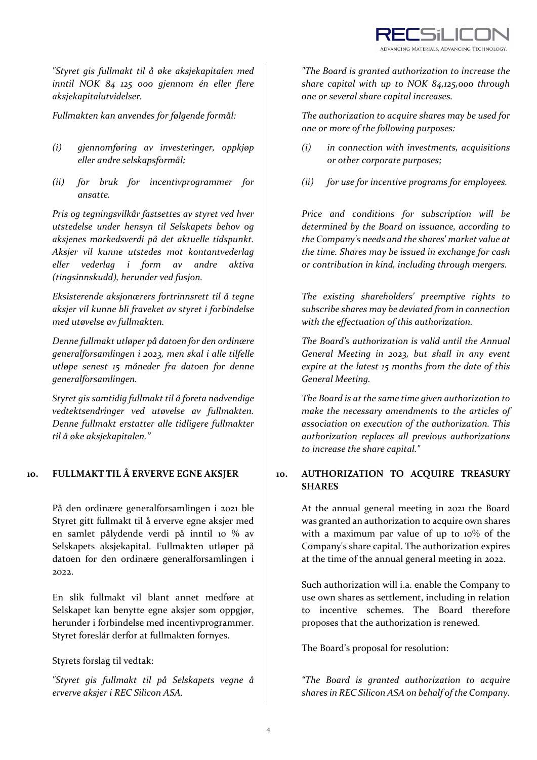*"Styret gis fullmakt til å øke aksjekapitalen med inntil NOK 84 125 000 gjennom én eller flere aksjekapitalutvidelser.*

*Fullmakten kan anvendes for følgende formål:*

- *(i) gjennomføring av investeringer, oppkjøp eller andre selskapsformål;*
- *(ii) for bruk for incentivprogrammer for ansatte.*

*Pris og tegningsvilkår fastsettes av styret ved hver utstedelse under hensyn til Selskapets behov og aksjenes markedsverdi på det aktuelle tidspunkt. Aksjer vil kunne utstedes mot kontantvederlag eller vederlag i form av andre aktiva (tingsinnskudd), herunder ved fusjon.*

*Eksisterende aksjonærers fortrinnsrett til å tegne aksjer vil kunne bli fraveket av styret i forbindelse med utøvelse av fullmakten.*

*Denne fullmakt utløper på datoen for den ordinære generalforsamlingen i 2023, men skal i alle tilfelle utløpe senest 15 måneder fra datoen for denne generalforsamlingen.*

*Styret gis samtidig fullmakt til å foreta nødvendige vedtektsendringer ved utøvelse av fullmakten. Denne fullmakt erstatter alle tidligere fullmakter til å øke aksjekapitalen."*

*"The Board is granted authorization to increase the share capital with up to NOK 84,125,000 through one or several share capital increases.*

*The authorization to acquire shares may be used for one or more of the following purposes:*

- *(i) in connection with investments, acquisitions or other corporate purposes;*
- *(ii) for use for incentive programs for employees.*

*Price and conditions for subscription will be determined by the Board on issuance, according to the Company's needs and the shares' market value at the time. Shares may be issued in exchange for cash or contribution in kind, including through mergers.*

*The existing shareholders' preemptive rights to subscribe shares may be deviated from in connection with the effectuation of this authorization.*

*The Board's authorization is valid until the Annual General Meeting in 2023, but shall in any event expire at the latest 15 months from the date of this General Meeting.*

*The Board is at the same time given authorization to make the necessary amendments to the articles of association on execution of the authorization. This authorization replaces all previous authorizations to increase the share capital."*

## 10. FULLMAKT TIL Å ERVERVE EGNE AKSJER

På den ordinære generalforsamlingen i 2021 ble Styret gitt fullmakt til å erverve egne aksjer med en samlet pålydende verdi på inntil 10 % av Selskapets aksjekapital. Fullmakten utløper på datoen for den ordinære generalforsamlingen i 2022.

En slik fullmakt vil blant annet medføre at Selskapet kan benytte egne aksjer som oppgjør, herunder i forbindelse med incentivprogrammer. Styret foreslår derfor at fullmakten fornyes.

Styrets forslag til vedtak:

*"Styret gis fullmakt til på Selskapets vegne å erverve aksjer i REC Silicon ASA.*

## 10. AUTHORIZATION TO ACQUIRE TREASURY SHARES

At the annual general meeting in 2021 the Board was granted an authorization to acquire own shares with a maximum par value of up to 10% of the Company's share capital. The authorization expires at the time of the annual general meeting in 2022.

Such authorization will i.a. enable the Company to use own shares as settlement, including in relation to incentive schemes. The Board therefore proposes that the authorization is renewed.

The Board's proposal for resolution:

*"The Board is granted authorization to acquire shares in REC Silicon ASA on behalf of the Company.*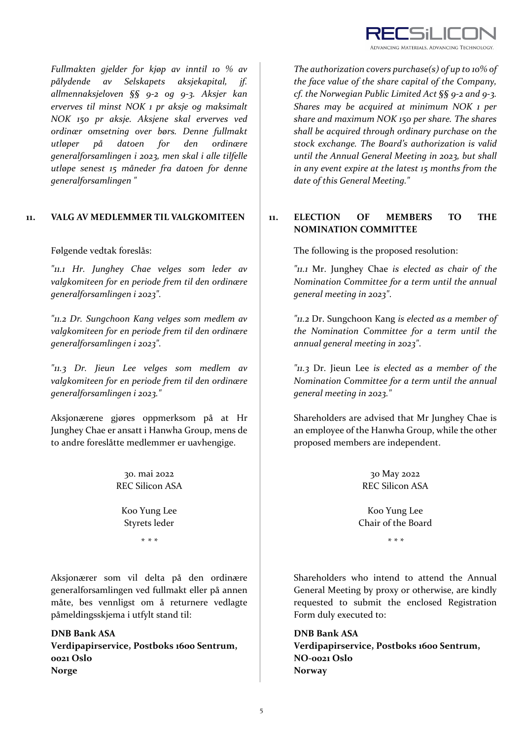*Fullmakten gjelder for kjøp av inntil 10 % av pålydende av Selskapets aksjekapital, jf. allmennaksjeloven §§ 9-2 og 9-3. Aksjer kan erverves til minst NOK 1 pr aksje og maksimalt NOK 150 pr aksje. Aksjene skal erverves ved ordinær omsetning over børs. Denne fullmakt utløper på datoen for den ordinære generalforsamlingen i 2023, men skal i alle tilfelle utløpe senest 15 måneder fra datoen for denne generalforsamlingen "*

## 11. VALG AV MEDLEMMER TIL VALGKOMITEEN

Følgende vedtak foreslås:

*"11.1 Hr. Junghey Chae velges som leder av valgkomiteen for en periode frem til den ordinære generalforsamlingen i 2023".*

*"11.2 Dr. Sungchoon Kang velges som medlem av valgkomiteen for en periode frem til den ordinære generalforsamlingen i 2023".*

*"11.3 Dr. Jieun Lee velges som medlem av valgkomiteen for en periode frem til den ordinære generalforsamlingen i 2023."*

Aksjonærene gjøres oppmerksom på at Hr Junghey Chae er ansatt i Hanwha Group, mens de to andre foreslåtte medlemmer er uavhengige.

30. mai 2022
REC Silicon ASA

Koo Yung Lee
Styrets leder

\* \* \*

Aksjonærer som vil delta på den ordinære generalforsamlingen ved fullmakt eller på annen måte, bes vennligst om å returnere vedlagte påmeldingsskjema i utfylt stand til:

**DNB Bank ASA**
**Verdipapirservice, Postboks 1600 Sentrum,**
**0021 Oslo**
**Norge**

---

*The authorization covers purchase(s) of up to 10% of the face value of the share capital of the Company, cf. the Norwegian Public Limited Act §§ 9-2 and 9-3. Shares may be acquired at minimum NOK 1 per share and maximum NOK 150 per share. The shares shall be acquired through ordinary purchase on the stock exchange. The Board's authorization is valid until the Annual General Meeting in 2023, but shall in any event expire at the latest 15 months from the date of this General Meeting."*

## 11. ELECTION OF MEMBERS TO THE NOMINATION COMMITTEE

The following is the proposed resolution:

*"11.1* Mr. Junghey Chae *is elected as chair of the Nomination Committee for a term until the annual general meeting in 2023".*

*"11.2* Dr. Sungchoon Kang *is elected as a member of the Nomination Committee for a term until the annual general meeting in 2023".*

*"11.3* Dr. Jieun Lee *is elected as a member of the Nomination Committee for a term until the annual general meeting in 2023."*

Shareholders are advised that Mr Junghey Chae is an employee of the Hanwha Group, while the other proposed members are independent.

30 May 2022
REC Silicon ASA

Koo Yung Lee
Chair of the Board

\* \* \*

Shareholders who intend to attend the Annual General Meeting by proxy or otherwise, are kindly requested to submit the enclosed Registration Form duly executed to:

**DNB Bank ASA**
**Verdipapirservice, Postboks 1600 Sentrum,**
**NO-0021 Oslo**
**Norway**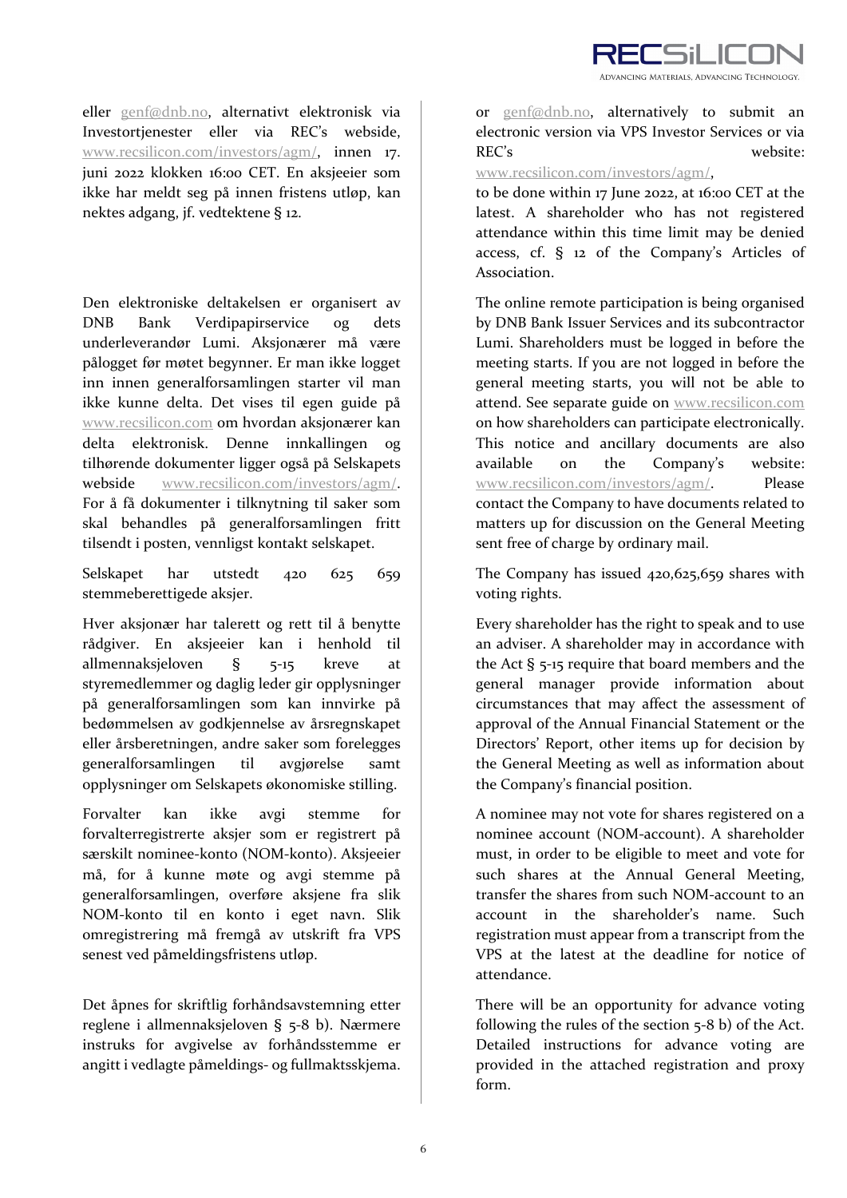eller genf@dnb.no, alternativt elektronisk via Investortjenester eller via REC's webside, www.recsilicon.com/investors/agm/, innen 17. juni 2022 klokken 16:00 CET. En aksjeeier som ikke har meldt seg på innen fristens utløp, kan nektes adgang, jf. vedtektene § 12.

Den elektroniske deltakelsen er organisert av DNB Bank Verdipapirservice og dets underleverandør Lumi. Aksjonærer må være pålogget før møtet begynner. Er man ikke logget inn innen generalforsamlingen starter vil man ikke kunne delta. Det vises til egen guide på www.recsilicon.com om hvordan aksjonærer kan delta elektronisk. Denne innkallingen og tilhørende dokumenter ligger også på Selskapets webside www.recsilicon.com/investors/agm/. For å få dokumenter i tilknytning til saker som skal behandles på generalforsamlingen fritt tilsendt i posten, vennligst kontakt selskapet.

Selskapet har utstedt 420 625 659 stemmeberettigede aksjer.

Hver aksjonær har talerett og rett til å benytte rådgiver. En aksjeeier kan i henhold til allmennaksjeloven § 5-15 kreve at styremedlemmer og daglig leder gir opplysninger på generalforsamlingen som kan innvirke på bedømmelsen av godkjennelse av årsregnskapet eller årsberetningen, andre saker som forelegges generalforsamlingen til avgjørelse samt opplysninger om Selskapets økonomiske stilling.

Forvalter kan ikke avgi stemme for forvalterregistrerte aksjer som er registrert på særskilt nominee-konto (NOM-konto). Aksjeeier må, for å kunne møte og avgi stemme på generalforsamlingen, overføre aksjene fra slik NOM-konto til en konto i eget navn. Slik omregistrering må fremgå av utskrift fra VPS senest ved påmeldingsfristens utløp.

Det åpnes for skriftlig forhåndsavstemning etter reglene i allmennaksjeloven § 5-8 b). Nærmere instruks for avgivelse av forhåndsstemme er angitt i vedlagte påmeldings- og fullmaktsskjema.

or genf@dnb.no, alternatively to submit an electronic version via VPS Investor Services or via REC's website: www.recsilicon.com/investors/agm/, to be done within 17 June 2022, at 16:00 CET at the latest. A shareholder who has not registered attendance within this time limit may be denied access, cf. § 12 of the Company's Articles of Association.

The online remote participation is being organised by DNB Bank Issuer Services and its subcontractor Lumi. Shareholders must be logged in before the meeting starts. If you are not logged in before the general meeting starts, you will not be able to attend. See separate guide on www.recsilicon.com on how shareholders can participate electronically. This notice and ancillary documents are also available on the Company's website: www.recsilicon.com/investors/agm/. Please contact the Company to have documents related to matters up for discussion on the General Meeting sent free of charge by ordinary mail.

The Company has issued 420,625,659 shares with voting rights.

Every shareholder has the right to speak and to use an adviser. A shareholder may in accordance with the Act § 5-15 require that board members and the general manager provide information about circumstances that may affect the assessment of approval of the Annual Financial Statement or the Directors' Report, other items up for decision by the General Meeting as well as information about the Company's financial position.

A nominee may not vote for shares registered on a nominee account (NOM-account). A shareholder must, in order to be eligible to meet and vote for such shares at the Annual General Meeting, transfer the shares from such NOM-account to an account in the shareholder's name. Such registration must appear from a transcript from the VPS at the latest at the deadline for notice of attendance.

There will be an opportunity for advance voting following the rules of the section 5-8 b) of the Act. Detailed instructions for advance voting are provided in the attached registration and proxy form.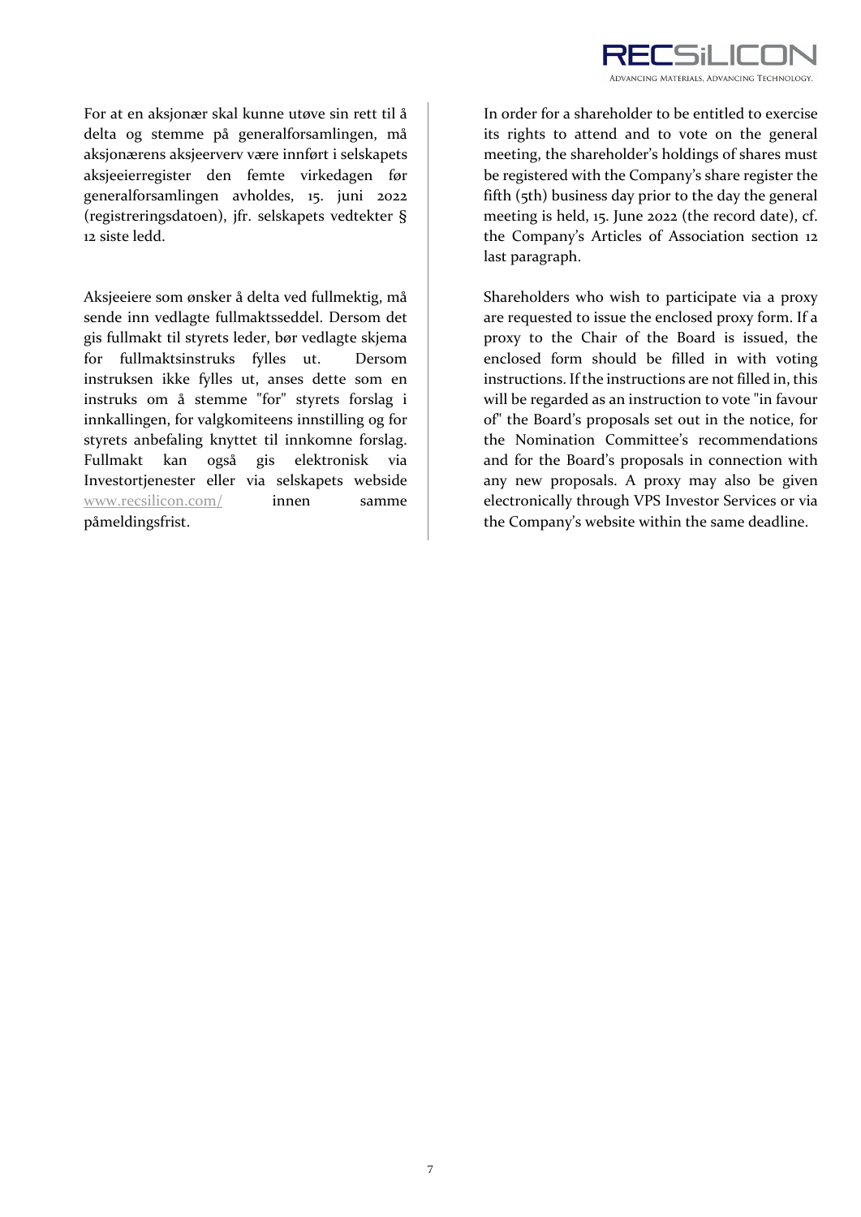For at en aksjonær skal kunne utøve sin rett til å delta og stemme på generalforsamlingen, må aksjonærens aksjeerverv være innført i selskapets aksjeeierregister den femte virkedagen før generalforsamlingen avholdes, 15. juni 2022 (registreringsdatoen), jfr. selskapets vedtekter § 12 siste ledd.

Aksjeeiere som ønsker å delta ved fullmektig, må sende inn vedlagte fullmaktsseddel. Dersom det gis fullmakt til styrets leder, bør vedlagte skjema for fullmaktsinstruks fylles ut. Dersom instruksen ikke fylles ut, anses dette som en instruks om å stemme "for" styrets forslag i innkallingen, for valgkomiteens innstilling og for styrets anbefaling knyttet til innkomne forslag. Fullmakt kan også gis elektronisk via Investortjenester eller via selskapets webside www.recsilicon.com/ innen samme påmeldingsfrist.

In order for a shareholder to be entitled to exercise its rights to attend and to vote on the general meeting, the shareholder's holdings of shares must be registered with the Company's share register the fifth (5th) business day prior to the day the general meeting is held, 15. June 2022 (the record date), cf. the Company's Articles of Association section 12 last paragraph.

Shareholders who wish to participate via a proxy are requested to issue the enclosed proxy form. If a proxy to the Chair of the Board is issued, the enclosed form should be filled in with voting instructions. If the instructions are not filled in, this will be regarded as an instruction to vote "in favour of" the Board's proposals set out in the notice, for the Nomination Committee's recommendations and for the Board's proposals in connection with any new proposals. A proxy may also be given electronically through VPS Investor Services or via the Company's website within the same deadline.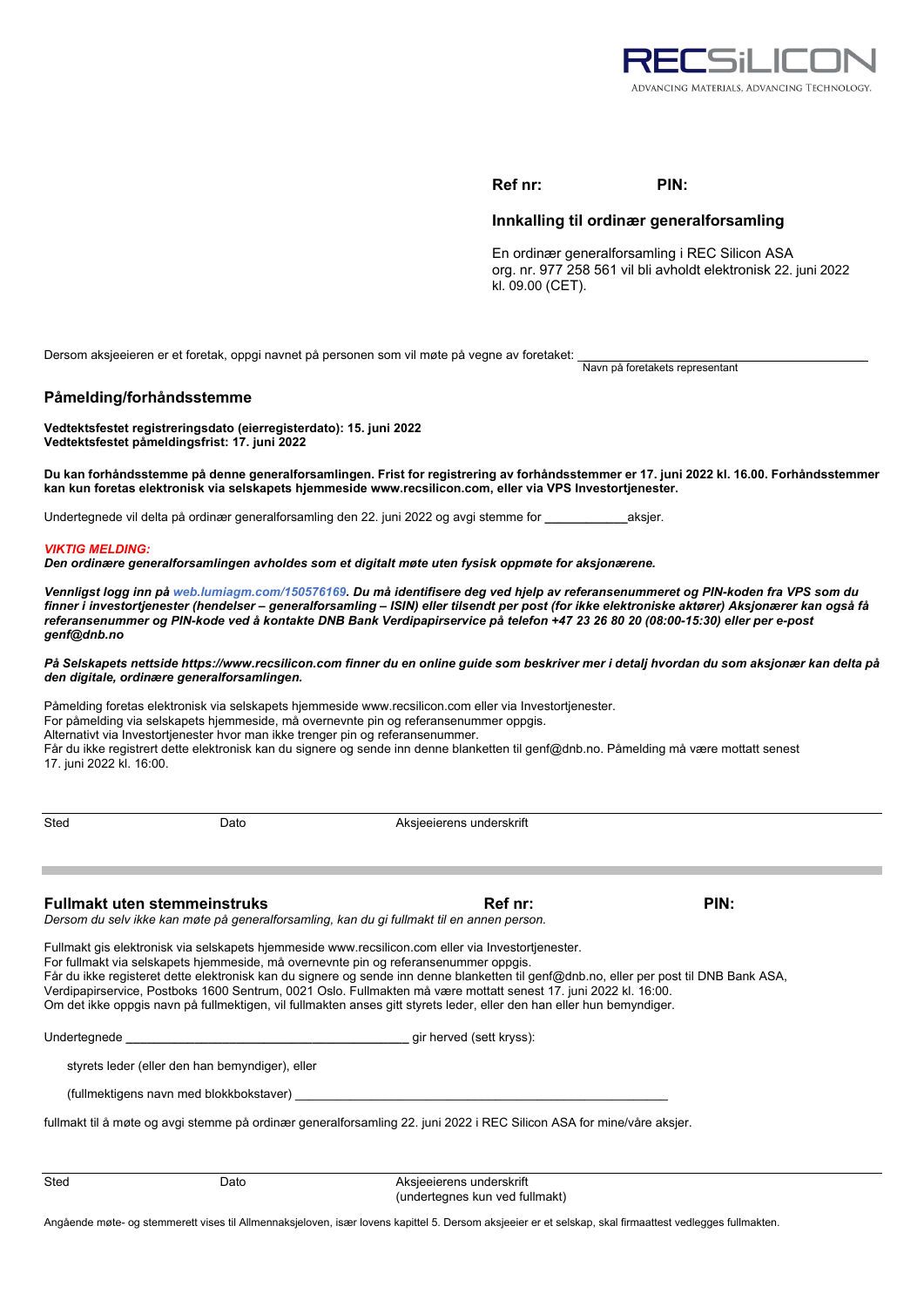RECSiLICON
ADVANCING MATERIALS. ADVANCING TECHNOLOGY.

**Ref nr:** **PIN:**

### Innkalling til ordinær generalforsamling

En ordinær generalforsamling i REC Silicon ASA org. nr. 977 258 561 vil bli avholdt elektronisk 22. juni 2022 kl. 09.00 (CET).

Dersom aksjeeieren er et foretak, oppgi navnet på personen som vil møte på vegne av foretaket: ______________________________
Navn på foretakets representant

## Påmelding/forhåndsstemme

**Vedtektsfestet registreringsdato (eierregisterdato): 15. juni 2022**
**Vedtektsfestet påmeldingsfrist: 17. juni 2022**

**Du kan forhåndsstemme på denne generalforsamlingen. Frist for registrering av forhåndsstemmer er 17. juni 2022 kl. 16.00. Forhåndsstemmer kan kun foretas elektronisk via selskapets hjemmeside www.recsilicon.com, eller via VPS Investortjenester.**

Undertegnede vil delta på ordinær generalforsamling den 22. juni 2022 og avgi stemme for ____________aksjer.

***VIKTIG MELDING:***
***Den ordinære generalforsamlingen avholdes som et digitalt møte uten fysisk oppmøte for aksjonærene.***

***Vennligst logg inn på web.lumiagm.com/150576169. Du må identifisere deg ved hjelp av referansenummeret og PIN-koden fra VPS som du finner i investortjenester (hendelser – generalforsamling – ISIN) eller tilsendt per post (for ikke elektroniske aktører) Aksjonærer kan også få referansenummer og PIN-kode ved å kontakte DNB Bank Verdipapirservice på telefon +47 23 26 80 20 (08:00-15:30) eller per e-post genf@dnb.no***

***På Selskapets nettside https://www.recsilicon.com finner du en online guide som beskriver mer i detalj hvordan du som aksjonær kan delta på den digitale, ordinære generalforsamlingen.***

Påmelding foretas elektronisk via selskapets hjemmeside www.recsilicon.com eller via Investortjenester.
For påmelding via selskapets hjemmeside, må overnevnte pin og referansenummer oppgis.
Alternativt via Investortjenester hvor man ikke trenger pin og referansenummer.
Får du ikke registrert dette elektronisk kan du signere og sende inn denne blanketten til genf@dnb.no. Påmelding må være mottatt senest 17. juni 2022 kl. 16:00.

Sted Dato Aksjeeierens underskrift

---

## Fullmakt uten stemmeinstruks

**Ref nr:** **PIN:**

*Dersom du selv ikke kan møte på generalforsamling, kan du gi fullmakt til en annen person.*

Fullmakt gis elektronisk via selskapets hjemmeside www.recsilicon.com eller via Investortjenester.
For fullmakt via selskapets hjemmeside, må overnevnte pin og referansenummer oppgis.
Får du ikke registeret dette elektronisk kan du signere og sende inn denne blanketten til genf@dnb.no, eller per post til DNB Bank ASA, Verdipapirservice, Postboks 1600 Sentrum, 0021 Oslo. Fullmakten må være mottatt senest 17. juni 2022 kl. 16:00.
Om det ikke oppgis navn på fullmektigen, vil fullmakten anses gitt styrets leder, eller den han eller hun bemyndiger.

Undertegnede ________________________________________ gir herved (sett kryss):

- styrets leder (eller den han bemyndiger), eller
- (fullmektigens navn med blokkbokstaver) ____________________________________________________

fullmakt til å møte og avgi stemme på ordinær generalforsamling 22. juni 2022 i REC Silicon ASA for mine/våre aksjer.

Sted Dato Aksjeeierens underskrift
(undertegnes kun ved fullmakt)

Angående møte- og stemmerett vises til Allmennaksjeloven, især lovens kapittel 5. Dersom aksjeeier er et selskap, skal firmaattest vedlegges fullmakten.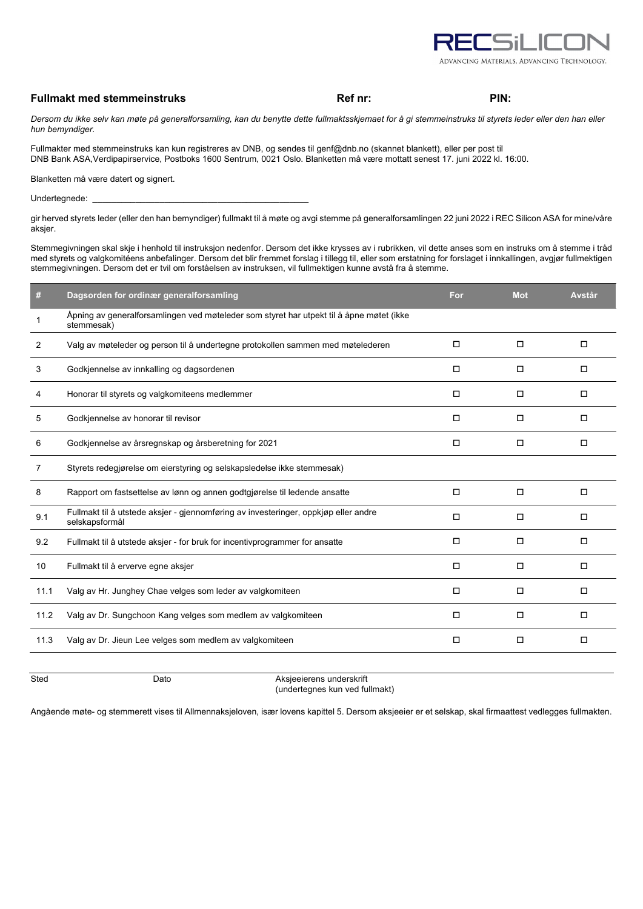RECSiLICON

ADVANCING MATERIALS. ADVANCING TECHNOLOGY.

**Fullmakt med stemmeinstruks** **Ref nr:** **PIN:**

*Dersom du ikke selv kan møte på generalforsamling, kan du benytte dette fullmaktsskjemaet for å gi stemmeinstruks til styrets leder eller den han eller hun bemyndiger.*

Fullmakter med stemmeinstruks kan kun registreres av DNB, og sendes til genf@dnb.no (skannet blankett), eller per post til DNB Bank ASA,Verdipapirservice, Postboks 1600 Sentrum, 0021 Oslo. Blanketten må være mottatt senest 17. juni 2022 kl. 16:00.

Blanketten må være datert og signert.

Undertegnede: ______________________________________________

gir herved styrets leder (eller den han bemyndiger) fullmakt til å møte og avgi stemme på generalforsamlingen 22 juni 2022 i REC Silicon ASA for mine/våre aksjer.

Stemmegivningen skal skje i henhold til instruksjon nedenfor. Dersom det ikke krysses av i rubrikken, vil dette anses som en instruks om å stemme i tråd med styrets og valgkomitéens anbefalinger. Dersom det blir fremmet forslag i tillegg til, eller som erstatning for forslaget i innkallingen, avgjør fullmektigen stemmegivningen. Dersom det er tvil om forståelsen av instruksen, vil fullmektigen kunne avstå fra å stemme.

| # | Dagsorden for ordinær generalforsamling | For | Mot | Avstår |
|---|---|---|---|---|
| 1 | Åpning av generalforsamlingen ved møteleder som styret har utpekt til å åpne møtet (ikke stemmesak) | | | |
| 2 | Valg av møteleder og person til å undertegne protokollen sammen med møtelederen | ☐ | ☐ | ☐ |
| 3 | Godkjennelse av innkalling og dagsordenen | ☐ | ☐ | ☐ |
| 4 | Honorar til styrets og valgkomiteens medlemmer | ☐ | ☐ | ☐ |
| 5 | Godkjennelse av honorar til revisor | ☐ | ☐ | ☐ |
| 6 | Godkjennelse av årsregnskap og årsberetning for 2021 | ☐ | ☐ | ☐ |
| 7 | Styrets redegjørelse om eierstyring og selskapsledelse ikke stemmesak) | | | |
| 8 | Rapport om fastsettelse av lønn og annen godtgjørelse til ledende ansatte | ☐ | ☐ | ☐ |
| 9.1 | Fullmakt til å utstede aksjer - gjennomføring av investeringer, oppkjøp eller andre selskapsformål | ☐ | ☐ | ☐ |
| 9.2 | Fullmakt til å utstede aksjer - for bruk for incentivprogrammer for ansatte | ☐ | ☐ | ☐ |
| 10 | Fullmakt til å erverve egne aksjer | ☐ | ☐ | ☐ |
| 11.1 | Valg av Hr. Junghey Chae velges som leder av valgkomiteen | ☐ | ☐ | ☐ |
| 11.2 | Valg av Dr. Sungchoon Kang velges som medlem av valgkomiteen | ☐ | ☐ | ☐ |
| 11.3 | Valg av Dr. Jieun Lee velges som medlem av valgkomiteen | ☐ | ☐ | ☐ |

Sted Dato Aksjeeierens underskrift
(undertegnes kun ved fullmakt)

Angående møte- og stemmerett vises til Allmennaksjeloven, især lovens kapittel 5. Dersom aksjeeier er et selskap, skal firmaattest vedlegges fullmakten.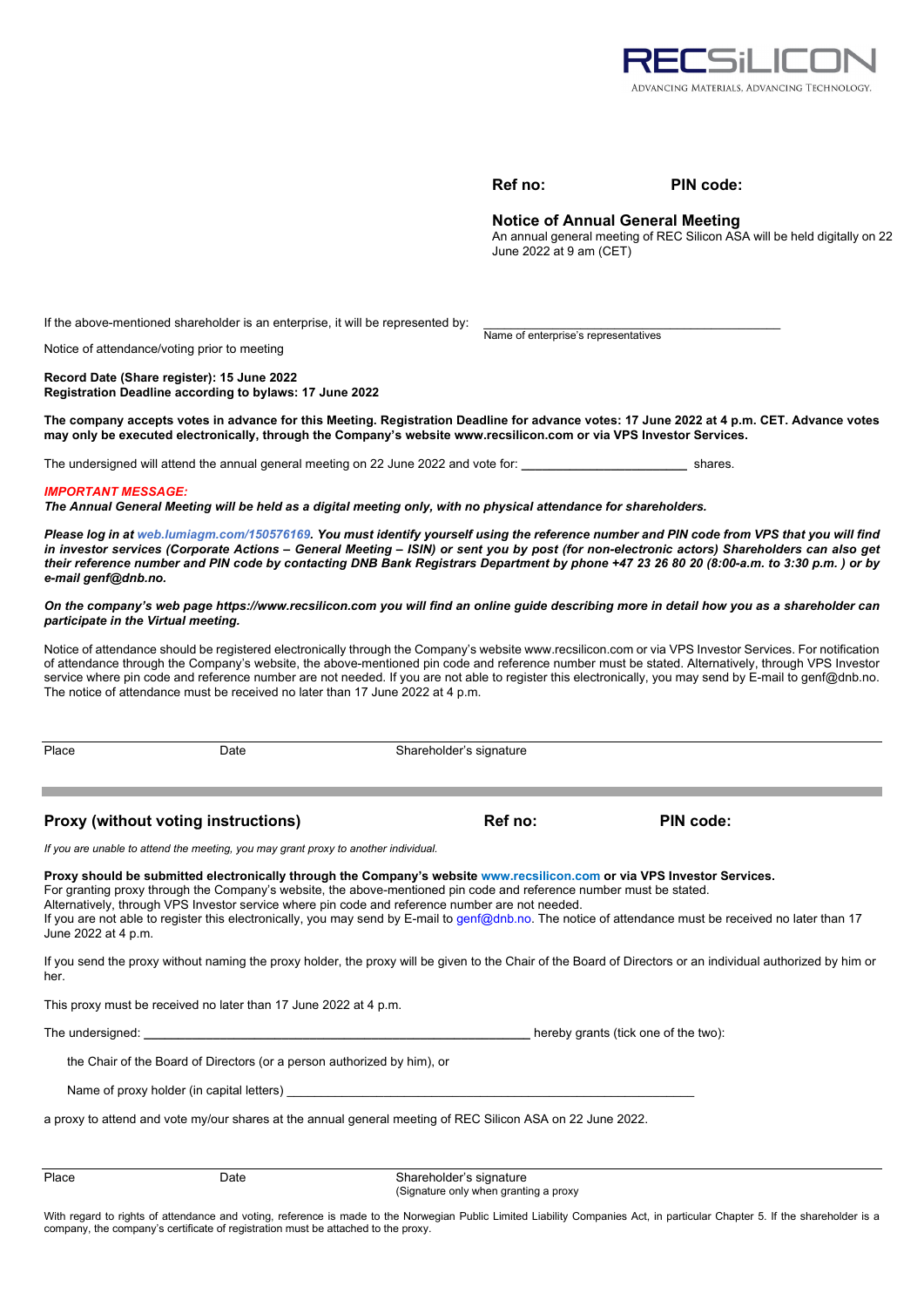RECSiLICON

ADVANCING MATERIALS. ADVANCING TECHNOLOGY.

**Ref no:** **PIN code:**

## Notice of Annual General Meeting

An annual general meeting of REC Silicon ASA will be held digitally on 22 June 2022 at 9 am (CET)

If the above-mentioned shareholder is an enterprise, it will be represented by: ______________________________
Name of enterprise's representatives

Notice of attendance/voting prior to meeting

**Record Date (Share register): 15 June 2022**
**Registration Deadline according to bylaws: 17 June 2022**

**The company accepts votes in advance for this Meeting. Registration Deadline for advance votes: 17 June 2022 at 4 p.m. CET. Advance votes may only be executed electronically, through the Company's website www.recsilicon.com or via VPS Investor Services.**

The undersigned will attend the annual general meeting on 22 June 2022 and vote for: ______________________ shares.

***IMPORTANT MESSAGE:***
***The Annual General Meeting will be held as a digital meeting only, with no physical attendance for shareholders.***

***Please log in at web.lumiagm.com/150576169. You must identify yourself using the reference number and PIN code from VPS that you will find in investor services (Corporate Actions – General Meeting – ISIN) or sent you by post (for non-electronic actors) Shareholders can also get their reference number and PIN code by contacting DNB Bank Registrars Department by phone +47 23 26 80 20 (8:00-a.m. to 3:30 p.m. ) or by e-mail genf@dnb.no.***

***On the company's web page https://www.recsilicon.com you will find an online guide describing more in detail how you as a shareholder can participate in the Virtual meeting.***

Notice of attendance should be registered electronically through the Company's website www.recsilicon.com or via VPS Investor Services. For notification of attendance through the Company's website, the above-mentioned pin code and reference number must be stated. Alternatively, through VPS Investor service where pin code and reference number are not needed. If you are not able to register this electronically, you may send by E-mail to genf@dnb.no. The notice of attendance must be received no later than 17 June 2022 at 4 p.m.

| Place | Date | Shareholder's signature |
|---|---|---|

## Proxy (without voting instructions)

**Ref no:** **PIN code:**

*If you are unable to attend the meeting, you may grant proxy to another individual.*

**Proxy should be submitted electronically through the Company's website www.recsilicon.com or via VPS Investor Services.**
For granting proxy through the Company's website, the above-mentioned pin code and reference number must be stated.
Alternatively, through VPS Investor service where pin code and reference number are not needed.
If you are not able to register this electronically, you may send by E-mail to genf@dnb.no. The notice of attendance must be received no later than 17 June 2022 at 4 p.m.

If you send the proxy without naming the proxy holder, the proxy will be given to the Chair of the Board of Directors or an individual authorized by him or her.

This proxy must be received no later than 17 June 2022 at 4 p.m.

The undersigned: ______________________________ hereby grants (tick one of the two):

the Chair of the Board of Directors (or a person authorized by him), or

Name of proxy holder (in capital letters) ______________________________

a proxy to attend and vote my/our shares at the annual general meeting of REC Silicon ASA on 22 June 2022.

| Place | Date | Shareholder's signature (Signature only when granting a proxy) |
|---|---|---|

With regard to rights of attendance and voting, reference is made to the Norwegian Public Limited Liability Companies Act, in particular Chapter 5. If the shareholder is a company, the company's certificate of registration must be attached to the proxy.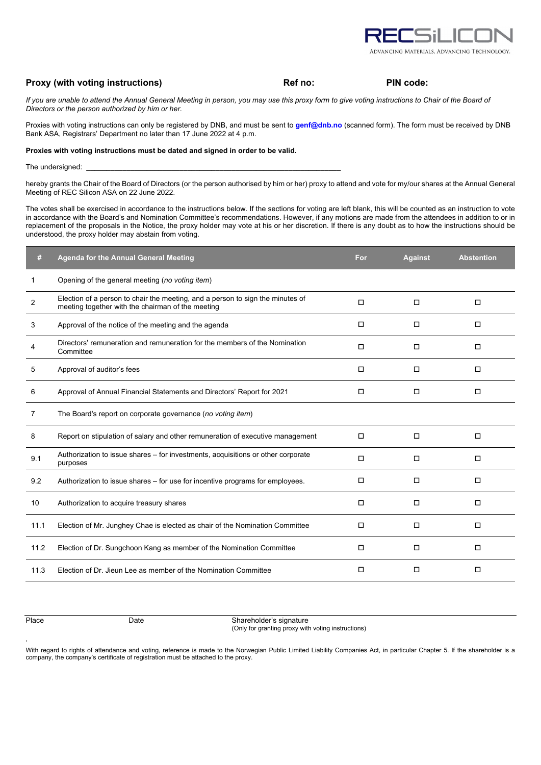RECSILICON

ADVANCING MATERIALS. ADVANCING TECHNOLOGY.

**Proxy (with voting instructions)** **Ref no:** **PIN code:**

*If you are unable to attend the Annual General Meeting in person, you may use this proxy form to give voting instructions to Chair of the Board of Directors or the person authorized by him or her.*

Proxies with voting instructions can only be registered by DNB, and must be sent to **genf@dnb.no** (scanned form). The form must be received by DNB Bank ASA, Registrars' Department no later than 17 June 2022 at 4 p.m.

**Proxies with voting instructions must be dated and signed in order to be valid.**

The undersigned: ______________________________________________

hereby grants the Chair of the Board of Directors (or the person authorised by him or her) proxy to attend and vote for my/our shares at the Annual General Meeting of REC Silicon ASA on 22 June 2022.

The votes shall be exercised in accordance to the instructions below. If the sections for voting are left blank, this will be counted as an instruction to vote in accordance with the Board's and Nomination Committee's recommendations. However, if any motions are made from the attendees in addition to or in replacement of the proposals in the Notice, the proxy holder may vote at his or her discretion. If there is any doubt as to how the instructions should be understood, the proxy holder may abstain from voting.

| # | Agenda for the Annual General Meeting | For | Against | Abstention |
|---|---|---|---|---|
| 1 | Opening of the general meeting (*no voting item*) | | | |
| 2 | Election of a person to chair the meeting, and a person to sign the minutes of meeting together with the chairman of the meeting | ☐ | ☐ | ☐ |
| 3 | Approval of the notice of the meeting and the agenda | ☐ | ☐ | ☐ |
| 4 | Directors' remuneration and remuneration for the members of the Nomination Committee | ☐ | ☐ | ☐ |
| 5 | Approval of auditor's fees | ☐ | ☐ | ☐ |
| 6 | Approval of Annual Financial Statements and Directors' Report for 2021 | ☐ | ☐ | ☐ |
| 7 | The Board's report on corporate governance (*no voting item*) | | | |
| 8 | Report on stipulation of salary and other remuneration of executive management | ☐ | ☐ | ☐ |
| 9.1 | Authorization to issue shares – for investments, acquisitions or other corporate purposes | ☐ | ☐ | ☐ |
| 9.2 | Authorization to issue shares – for use for incentive programs for employees. | ☐ | ☐ | ☐ |
| 10 | Authorization to acquire treasury shares | ☐ | ☐ | ☐ |
| 11.1 | Election of Mr. Junghey Chae is elected as chair of the Nomination Committee | ☐ | ☐ | ☐ |
| 11.2 | Election of Dr. Sungchoon Kang as member of the Nomination Committee | ☐ | ☐ | ☐ |
| 11.3 | Election of Dr. Jieun Lee as member of the Nomination Committee | ☐ | ☐ | ☐ |

Place Date Shareholder's signature
(Only for granting proxy with voting instructions)

With regard to rights of attendance and voting, reference is made to the Norwegian Public Limited Liability Companies Act, in particular Chapter 5. If the shareholder is a company, the company's certificate of registration must be attached to the proxy.